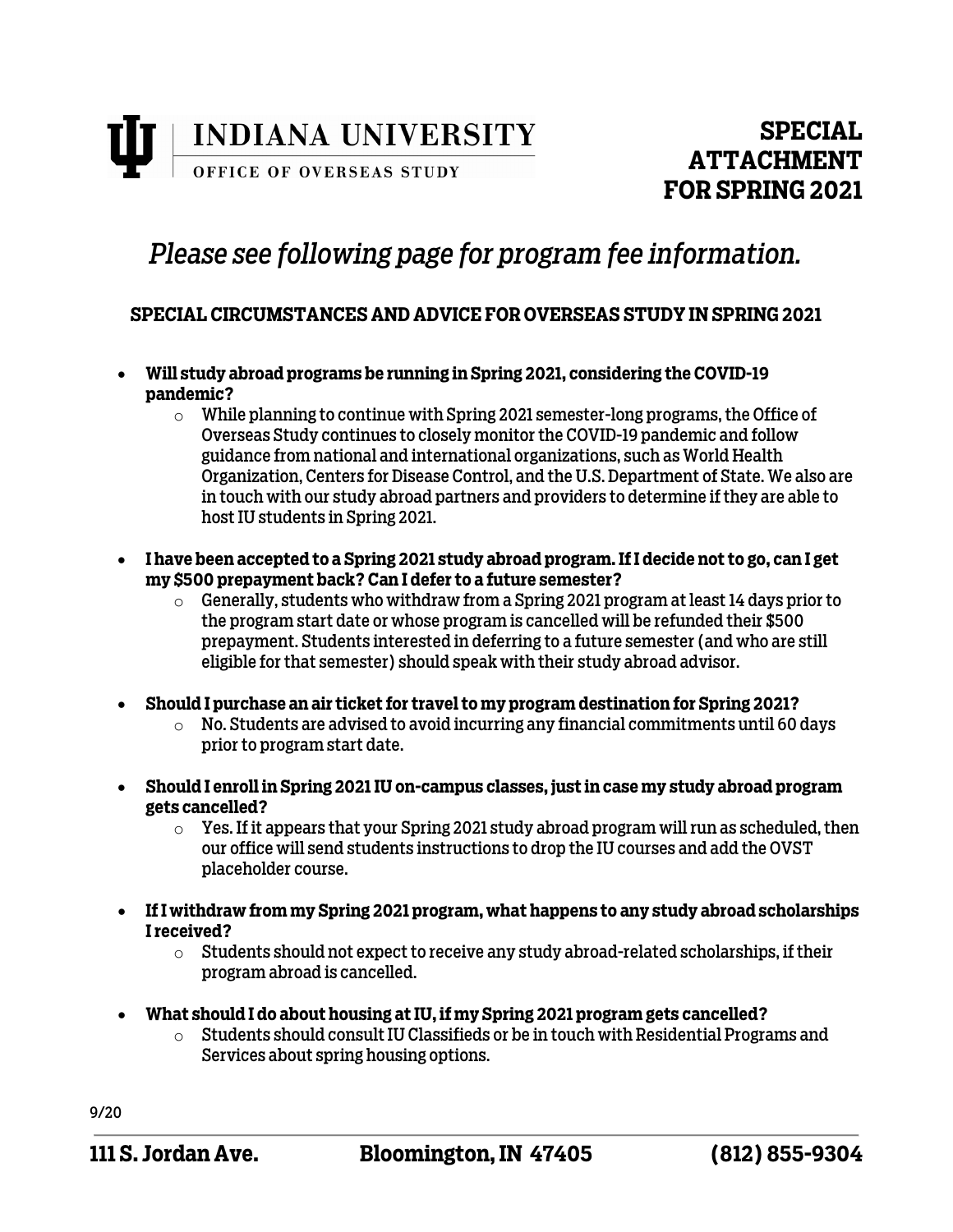INDIANA UNIVERSITY
OFFICE OF OVERSEAS STUDY

# SPECIAL ATTACHMENT FOR SPRING 2021

*Please see following page for program fee information.*

## SPECIAL CIRCUMSTANCES AND ADVICE FOR OVERSEAS STUDY IN SPRING 2021

- **Will study abroad programs be running in Spring 2021, considering the COVID-19 pandemic?**
  - While planning to continue with Spring 2021 semester-long programs, the Office of Overseas Study continues to closely monitor the COVID-19 pandemic and follow guidance from national and international organizations, such as World Health Organization, Centers for Disease Control, and the U.S. Department of State. We also are in touch with our study abroad partners and providers to determine if they are able to host IU students in Spring 2021.
- **I have been accepted to a Spring 2021 study abroad program. If I decide not to go, can I get my $500 prepayment back? Can I defer to a future semester?**
  - Generally, students who withdraw from a Spring 2021 program at least 14 days prior to the program start date or whose program is cancelled will be refunded their $500 prepayment. Students interested in deferring to a future semester (and who are still eligible for that semester) should speak with their study abroad advisor.
- **Should I purchase an air ticket for travel to my program destination for Spring 2021?**
  - No. Students are advised to avoid incurring any financial commitments until 60 days prior to program start date.
- **Should I enroll in Spring 2021 IU on-campus classes, just in case my study abroad program gets cancelled?**
  - Yes. If it appears that your Spring 2021 study abroad program will run as scheduled, then our office will send students instructions to drop the IU courses and add the OVST placeholder course.
- **If I withdraw from my Spring 2021 program, what happens to any study abroad scholarships I received?**
  - Students should not expect to receive any study abroad-related scholarships, if their program abroad is cancelled.
- **What should I do about housing at IU, if my Spring 2021 program gets cancelled?**
  - Students should consult IU Classifieds or be in touch with Residential Programs and Services about spring housing options.

9/20

**111 S. Jordan Ave. Bloomington, IN 47405 (812) 855-9304**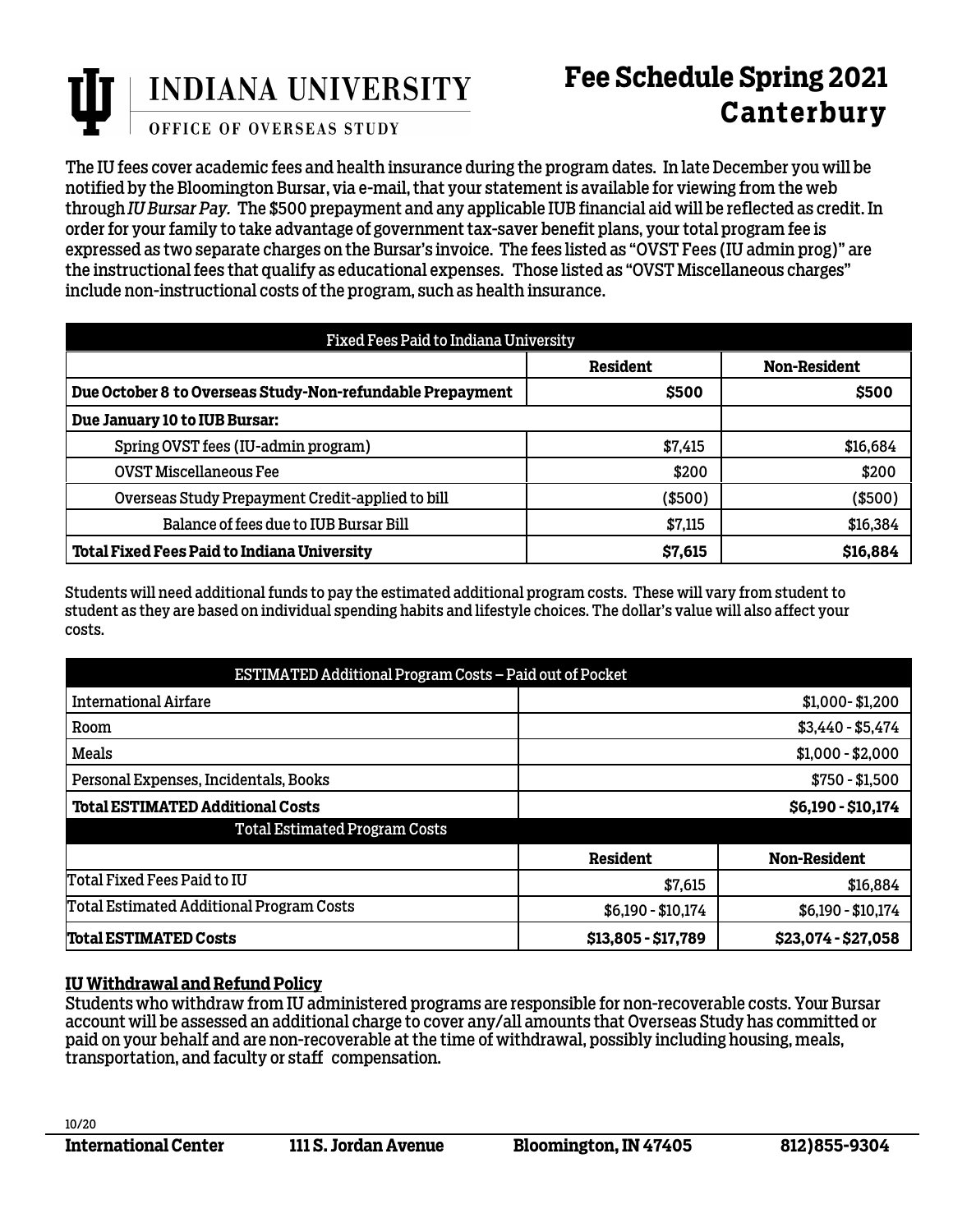# INDIANA UNIVERSITY

OFFICE OF OVERSEAS STUDY

# Fee Schedule Spring 2021 Canterbury

The IU fees cover academic fees and health insurance during the program dates. In late December you will be notified by the Bloomington Bursar, via e-mail, that your statement is available for viewing from the web through *IU Bursar Pay.* The $500 prepayment and any applicable IUB financial aid will be reflected as credit. In order for your family to take advantage of government tax-saver benefit plans, your total program fee is expressed as two separate charges on the Bursar's invoice. The fees listed as "OVST Fees (IU admin prog)" are the instructional fees that qualify as educational expenses. Those listed as "OVST Miscellaneous charges" include non-instructional costs of the program, such as health insurance.

| Fixed Fees Paid to Indiana University | | |
|---|---|---|
| | **Resident** | **Non-Resident** |
| **Due October 8 to Overseas Study-Non-refundable Prepayment** | **$500** | **$500** |
| **Due January 10 to IUB Bursar:** | | |
| Spring OVST fees (IU-admin program) | $7,415 | $16,684 |
| OVST Miscellaneous Fee | $200 | $200 |
| Overseas Study Prepayment Credit-applied to bill | ($500) | ($500) |
| Balance of fees due to IUB Bursar Bill | $7,115 | $16,384 |
| **Total Fixed Fees Paid to Indiana University** | **$7,615** | **$16,884** |

Students will need additional funds to pay the estimated additional program costs. These will vary from student to student as they are based on individual spending habits and lifestyle choices. The dollar's value will also affect your costs.

| ESTIMATED Additional Program Costs – Paid out of Pocket | |
|---|---|
| International Airfare | $1,000- $1,200 |
| Room | $3,440 - $5,474 |
| Meals | $1,000 - $2,000 |
| Personal Expenses, Incidentals, Books | $750 - $1,500 |
| **Total ESTIMATED Additional Costs** | **$6,190 - $10,174** |

| Total Estimated Program Costs | | |
|---|---|---|
| | **Resident** | **Non-Resident** |
| Total Fixed Fees Paid to IU | $7,615 | $16,884 |
| Total Estimated Additional Program Costs | $6,190 - $10,174 | $6,190 - $10,174 |
| **Total ESTIMATED Costs** | **$13,805 - $17,789** | **$23,074 - $27,058** |

## IU Withdrawal and Refund Policy

Students who withdraw from IU administered programs are responsible for non-recoverable costs. Your Bursar account will be assessed an additional charge to cover any/all amounts that Overseas Study has committed or paid on your behalf and are non-recoverable at the time of withdrawal, possibly including housing, meals, transportation, and faculty or staff compensation.

10/20

**International Center** **111 S. Jordan Avenue** **Bloomington, IN 47405** **812)855-9304**